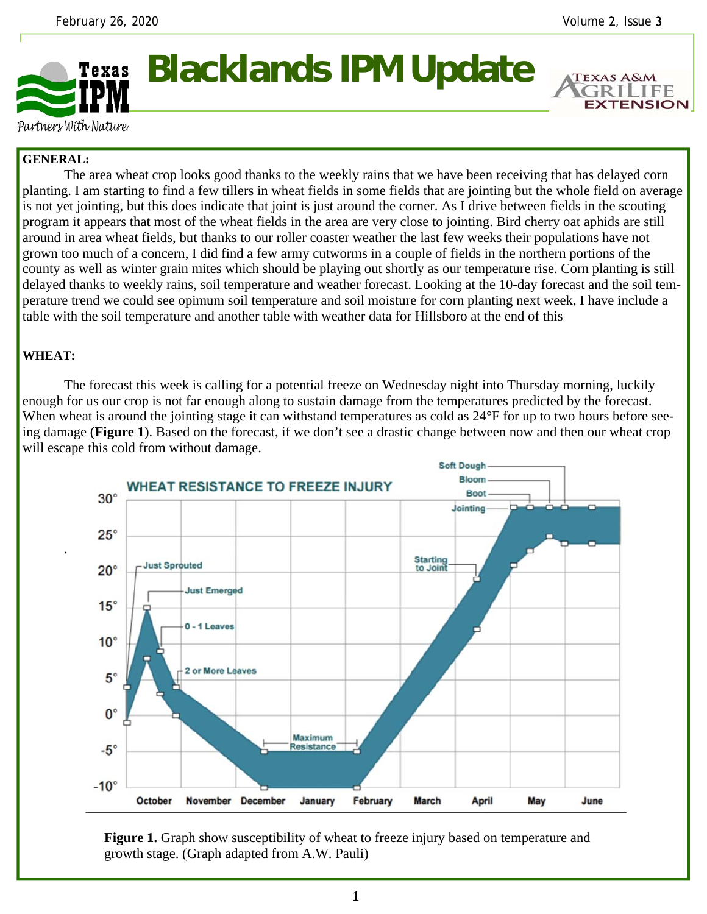# Blacklands IPM Update

Texas IPM

*Partners With Nature*

Texas A&M AgriLife Extension

**GENERAL:**

The area wheat crop looks good thanks to the weekly rains that we have been receiving that has delayed corn planting. I am starting to find a few tillers in wheat fields in some fields that are jointing but the whole field on average is not yet jointing, but this does indicate that joint is just around the corner. As I drive between fields in the scouting program it appears that most of the wheat fields in the area are very close to jointing. Bird cherry oat aphids are still around in area wheat fields, but thanks to our roller coaster weather the last few weeks their populations have not grown too much of a concern, I did find a few army cutworms in a couple of fields in the northern portions of the county as well as winter grain mites which should be playing out shortly as our temperature rise. Corn planting is still delayed thanks to weekly rains, soil temperature and weather forecast. Looking at the 10-day forecast and the soil temperature trend we could see opimum soil temperature and soil moisture for corn planting next week, I have include a table with the soil temperature and another table with weather data for Hillsboro at the end of this

**WHEAT:**

The forecast this week is calling for a potential freeze on Wednesday night into Thursday morning, luckily enough for us our crop is not far enough along to sustain damage from the temperatures predicted by the forecast. When wheat is around the jointing stage it can withstand temperatures as cold as 24°F for up to two hours before seeing damage (**Figure 1**). Based on the forecast, if we don't see a drastic change between now and then our wheat crop will escape this cold from without damage.

**Figure 1.** Graph show susceptibility of wheat to freeze injury based on temperature and growth stage. (Graph adapted from A.W. Pauli)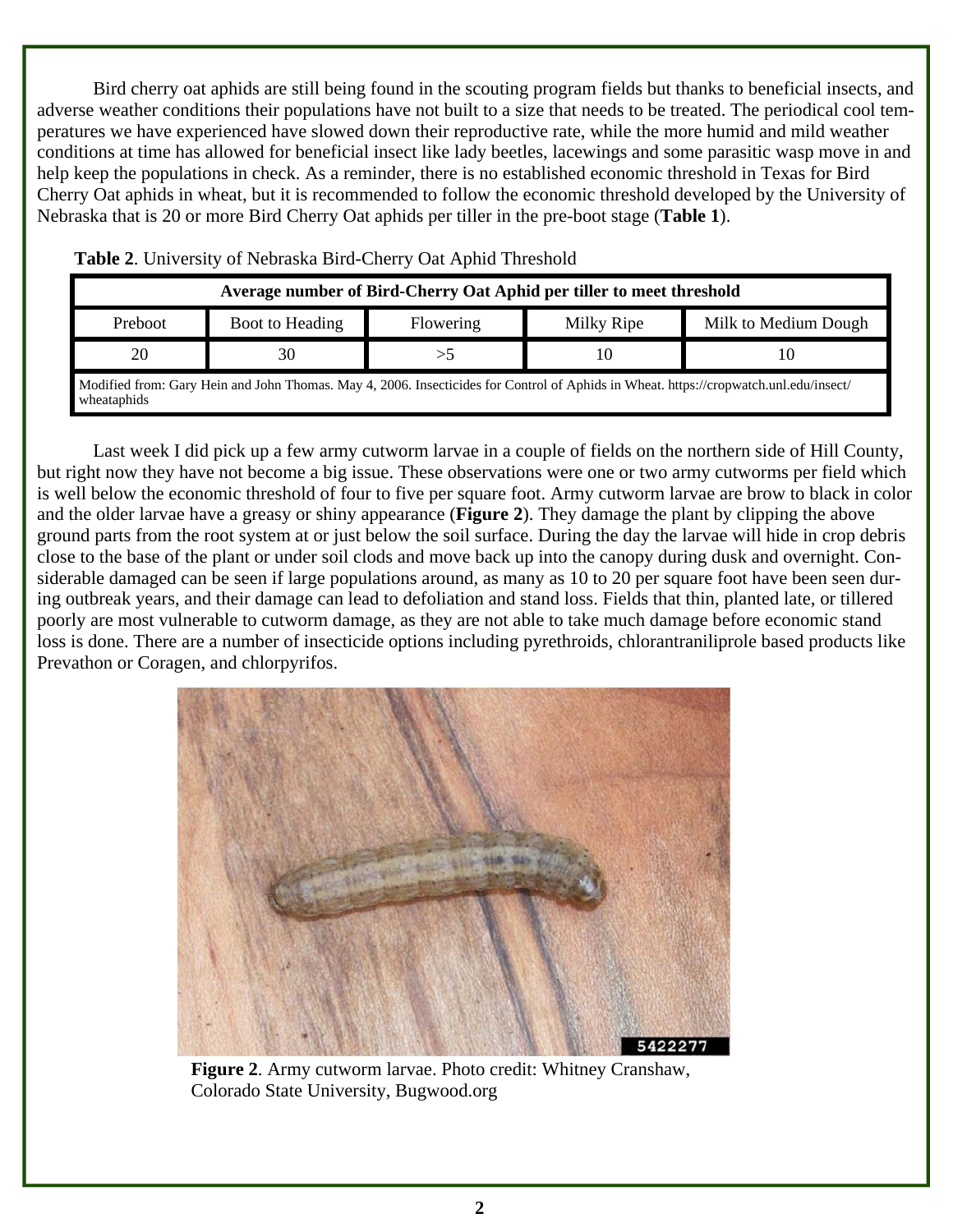Bird cherry oat aphids are still being found in the scouting program fields but thanks to beneficial insects, and adverse weather conditions their populations have not built to a size that needs to be treated. The periodical cool temperatures we have experienced have slowed down their reproductive rate, while the more humid and mild weather conditions at time has allowed for beneficial insect like lady beetles, lacewings and some parasitic wasp move in and help keep the populations in check. As a reminder, there is no established economic threshold in Texas for Bird Cherry Oat aphids in wheat, but it is recommended to follow the economic threshold developed by the University of Nebraska that is 20 or more Bird Cherry Oat aphids per tiller in the pre-boot stage (**Table 1**).

**Table 2**. University of Nebraska Bird-Cherry Oat Aphid Threshold

| **Average number of Bird-Cherry Oat Aphid per tiller to meet threshold** | | | | |
|---|---|---|---|---|
| Preboot | Boot to Heading | Flowering | Milky Ripe | Milk to Medium Dough |
| 20 | 30 | >5 | 10 | 10 |

Modified from: Gary Hein and John Thomas. May 4, 2006. Insecticides for Control of Aphids in Wheat. https://cropwatch.unl.edu/insect/wheataphids

Last week I did pick up a few army cutworm larvae in a couple of fields on the northern side of Hill County, but right now they have not become a big issue. These observations were one or two army cutworms per field which is well below the economic threshold of four to five per square foot. Army cutworm larvae are brow to black in color and the older larvae have a greasy or shiny appearance (**Figure 2**). They damage the plant by clipping the above ground parts from the root system at or just below the soil surface. During the day the larvae will hide in crop debris close to the base of the plant or under soil clods and move back up into the canopy during dusk and overnight. Considerable damaged can be seen if large populations around, as many as 10 to 20 per square foot have been seen during outbreak years, and their damage can lead to defoliation and stand loss. Fields that thin, planted late, or tillered poorly are most vulnerable to cutworm damage, as they are not able to take much damage before economic stand loss is done. There are a number of insecticide options including pyrethroids, chlorantraniliprole based products like Prevathon or Coragen, and chlorpyrifos.

**Figure 2**. Army cutworm larvae. Photo credit: Whitney Cranshaw, Colorado State University, Bugwood.org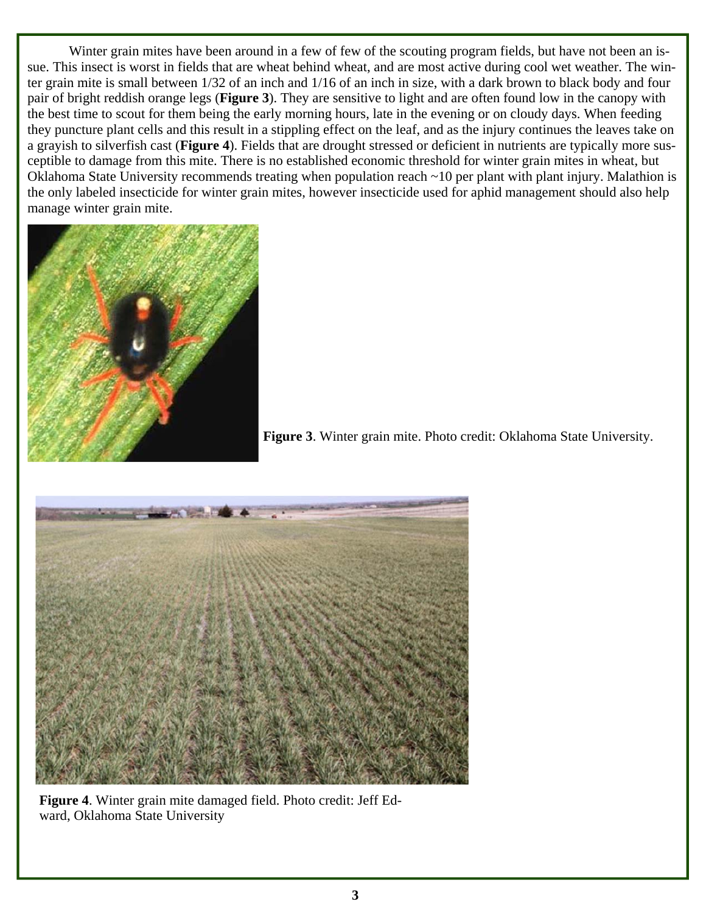Winter grain mites have been around in a few of few of the scouting program fields, but have not been an issue. This insect is worst in fields that are wheat behind wheat, and are most active during cool wet weather. The winter grain mite is small between 1/32 of an inch and 1/16 of an inch in size, with a dark brown to black body and four pair of bright reddish orange legs (**Figure 3**). They are sensitive to light and are often found low in the canopy with the best time to scout for them being the early morning hours, late in the evening or on cloudy days. When feeding they puncture plant cells and this result in a stippling effect on the leaf, and as the injury continues the leaves take on a grayish to silverfish cast (**Figure 4**). Fields that are drought stressed or deficient in nutrients are typically more susceptible to damage from this mite. There is no established economic threshold for winter grain mites in wheat, but Oklahoma State University recommends treating when population reach ~10 per plant with plant injury. Malathion is the only labeled insecticide for winter grain mites, however insecticide used for aphid management should also help manage winter grain mite.

**Figure 3**. Winter grain mite. Photo credit: Oklahoma State University.

**Figure 4**. Winter grain mite damaged field. Photo credit: Jeff Edward, Oklahoma State University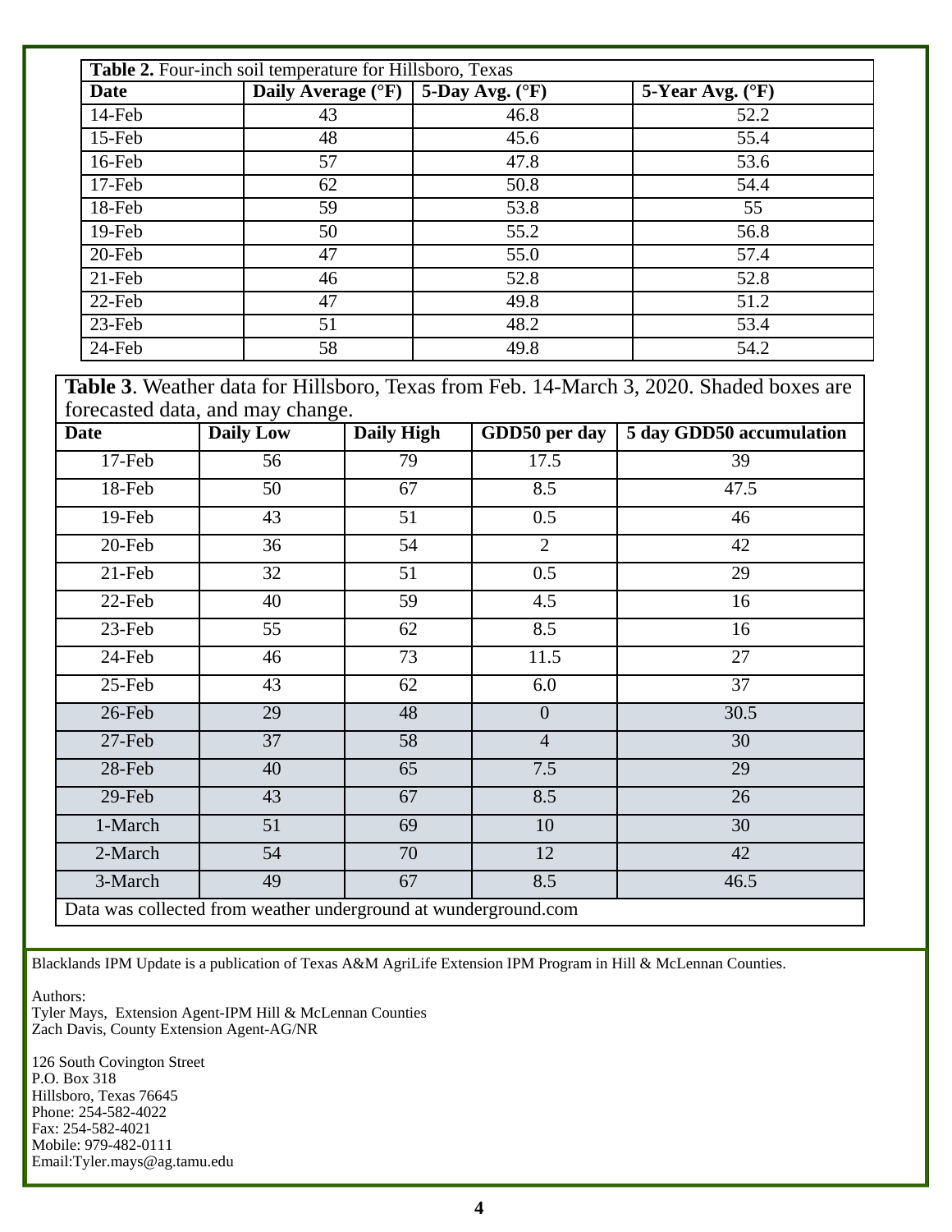**Table 2.** Four-inch soil temperature for Hillsboro, Texas

| Date | Daily Average (°F) | 5-Day Avg. (°F) | 5-Year Avg. (°F) |
|---|---|---|---|
| 14-Feb | 43 | 46.8 | 52.2 |
| 15-Feb | 48 | 45.6 | 55.4 |
| 16-Feb | 57 | 47.8 | 53.6 |
| 17-Feb | 62 | 50.8 | 54.4 |
| 18-Feb | 59 | 53.8 | 55 |
| 19-Feb | 50 | 55.2 | 56.8 |
| 20-Feb | 47 | 55.0 | 57.4 |
| 21-Feb | 46 | 52.8 | 52.8 |
| 22-Feb | 47 | 49.8 | 51.2 |
| 23-Feb | 51 | 48.2 | 53.4 |
| 24-Feb | 58 | 49.8 | 54.2 |

**Table 3**. Weather data for Hillsboro, Texas from Feb. 14-March 3, 2020. Shaded boxes are forecasted data, and may change.

| Date | Daily Low | Daily High | GDD50 per day | 5 day GDD50 accumulation |
|---|---|---|---|---|
| 17-Feb | 56 | 79 | 17.5 | 39 |
| 18-Feb | 50 | 67 | 8.5 | 47.5 |
| 19-Feb | 43 | 51 | 0.5 | 46 |
| 20-Feb | 36 | 54 | 2 | 42 |
| 21-Feb | 32 | 51 | 0.5 | 29 |
| 22-Feb | 40 | 59 | 4.5 | 16 |
| 23-Feb | 55 | 62 | 8.5 | 16 |
| 24-Feb | 46 | 73 | 11.5 | 27 |
| 25-Feb | 43 | 62 | 6.0 | 37 |
| 26-Feb | 29 | 48 | 0 | 30.5 |
| 27-Feb | 37 | 58 | 4 | 30 |
| 28-Feb | 40 | 65 | 7.5 | 29 |
| 29-Feb | 43 | 67 | 8.5 | 26 |
| 1-March | 51 | 69 | 10 | 30 |
| 2-March | 54 | 70 | 12 | 42 |
| 3-March | 49 | 67 | 8.5 | 46.5 |

Data was collected from weather underground at wunderground.com

Blacklands IPM Update is a publication of Texas A&M AgriLife Extension IPM Program in Hill & McLennan Counties.

Authors:
Tyler Mays, Extension Agent-IPM Hill & McLennan Counties
Zach Davis, County Extension Agent-AG/NR

126 South Covington Street
P.O. Box 318
Hillsboro, Texas 76645
Phone: 254-582-4022
Fax: 254-582-4021
Mobile: 979-482-0111
Email:Tyler.mays@ag.tamu.edu